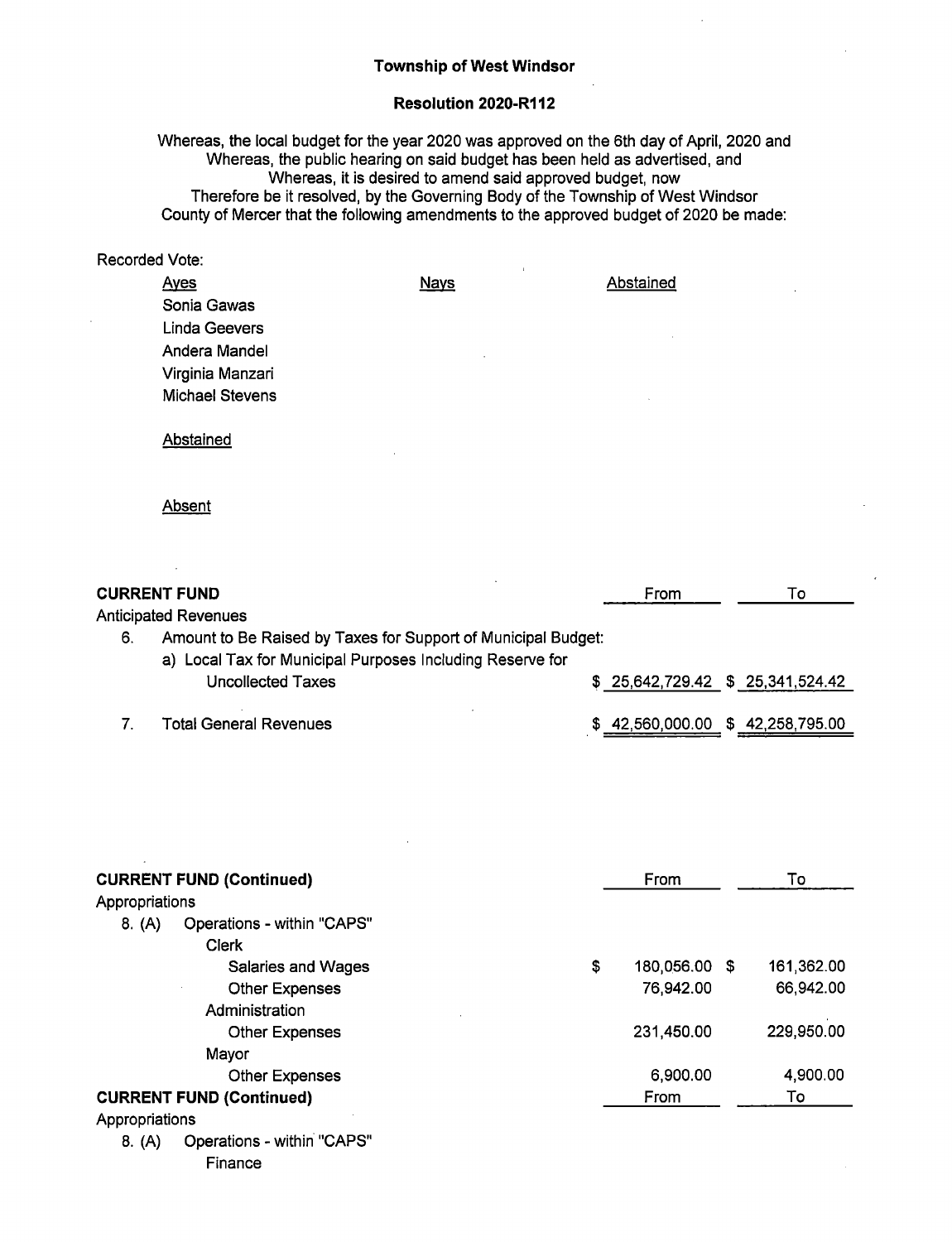**Township of West Windsor**

**Resolution 2020-R112**

Whereas, the local budget for the year 2020 was approved on the 6th day of April, 2020 and
Whereas, the public hearing on said budget has been held as advertised, and
Whereas, it is desired to amend said approved budget, now
Therefore be it resolved, by the Governing Body of the Township of West Windsor
County of Mercer that the following amendments to the approved budget of 2020 be made:

Recorded Vote:

| Ayes | Nays | Abstained |
|---|---|---|
| Sonia Gawas | | |
| Linda Geevers | | |
| Andera Mandel | | |
| Virginia Manzari | | |
| Michael Stevens | | |

Abstained

Absent

**CURRENT FUND**

| | | From | To |
|---|---|---|---|
| Anticipated Revenues | | | |
| 6. | Amount to Be Raised by Taxes for Support of Municipal Budget: | | |
| | a) Local Tax for Municipal Purposes Including Reserve for Uncollected Taxes | $ 25,642,729.42 | $ 25,341,524.42 |
| 7. | Total General Revenues | $ 42,560,000.00 | $ 42,258,795.00 |

**CURRENT FUND (Continued)**

| | | From | To |
|---|---|---|---|
| Appropriations | | | |
| 8. (A) | Operations - within "CAPS" | | |
| | Clerk | | |
| | Salaries and Wages | $ 180,056.00 | $ 161,362.00 |
| | Other Expenses | 76,942.00 | 66,942.00 |
| | Administration | | |
| | Other Expenses | 231,450.00 | 229,950.00 |
| | Mayor | | |
| | Other Expenses | 6,900.00 | 4,900.00 |

**CURRENT FUND (Continued)**

| | | From | To |
|---|---|---|---|
| Appropriations | | | |
| 8. (A) | Operations - within "CAPS" | | |
| | Finance | | |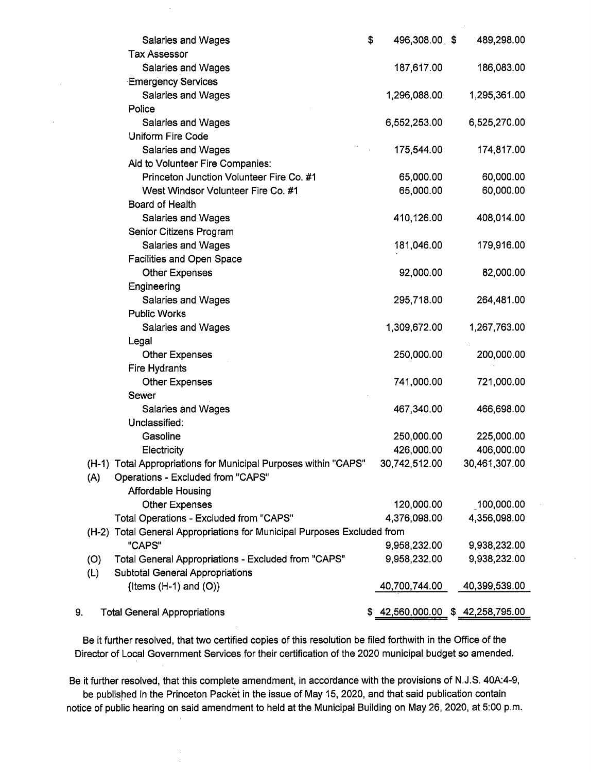| | | | |
|---|---|---|---|
| | Salaries and Wages | $ 496,308.00 | $ 489,298.00 |
| | Tax Assessor | | |
| | Salaries and Wages | 187,617.00 | 186,083.00 |
| | Emergency Services | | |
| | Salaries and Wages | 1,296,088.00 | 1,295,361.00 |
| | Police | | |
| | Salaries and Wages | 6,552,253.00 | 6,525,270.00 |
| | Uniform Fire Code | | |
| | Salaries and Wages | 175,544.00 | 174,817.00 |
| | Aid to Volunteer Fire Companies: | | |
| | Princeton Junction Volunteer Fire Co. #1 | 65,000.00 | 60,000.00 |
| | West Windsor Volunteer Fire Co. #1 | 65,000.00 | 60,000.00 |
| | Board of Health | | |
| | Salaries and Wages | 410,126.00 | 408,014.00 |
| | Senior Citizens Program | | |
| | Salaries and Wages | 181,046.00 | 179,916.00 |
| | Facilities and Open Space | | |
| | Other Expenses | 92,000.00 | 82,000.00 |
| | Engineering | | |
| | Salaries and Wages | 295,718.00 | 264,481.00 |
| | Public Works | | |
| | Salaries and Wages | 1,309,672.00 | 1,267,763.00 |
| | Legal | | |
| | Other Expenses | 250,000.00 | 200,000.00 |
| | Fire Hydrants | | |
| | Other Expenses | 741,000.00 | 721,000.00 |
| | Sewer | | |
| | Salaries and Wages | 467,340.00 | 466,698.00 |
| | Unclassified: | | |
| | Gasoline | 250,000.00 | 225,000.00 |
| | Electricity | 426,000.00 | 406,000.00 |
| (H-1) | Total Appropriations for Municipal Purposes within "CAPS" | 30,742,512.00 | 30,461,307.00 |
| (A) | Operations - Excluded from "CAPS" | | |
| | Affordable Housing | | |
| | Other Expenses | 120,000.00 | 100,000.00 |
| | Total Operations - Excluded from "CAPS" | 4,376,098.00 | 4,356,098.00 |
| (H-2) | Total General Appropriations for Municipal Purposes Excluded from "CAPS" | 9,958,232.00 | 9,938,232.00 |
| (O) | Total General Appropriations - Excluded from "CAPS" | 9,958,232.00 | 9,938,232.00 |
| (L) | Subtotal General Appropriations {Items (H-1) and (O)} | 40,700,744.00 | 40,399,539.00 |
| 9. | Total General Appropriations | $ 42,560,000.00 | $ 42,258,795.00 |

Be it further resolved, that two certified copies of this resolution be filed forthwith in the Office of the Director of Local Government Services for their certification of the 2020 municipal budget so amended.

Be it further resolved, that this complete amendment, in accordance with the provisions of N.J.S. 40A:4-9, be published in the Princeton Packet in the issue of May 15, 2020, and that said publication contain notice of public hearing on said amendment to held at the Municipal Building on May 26, 2020, at 5:00 p.m.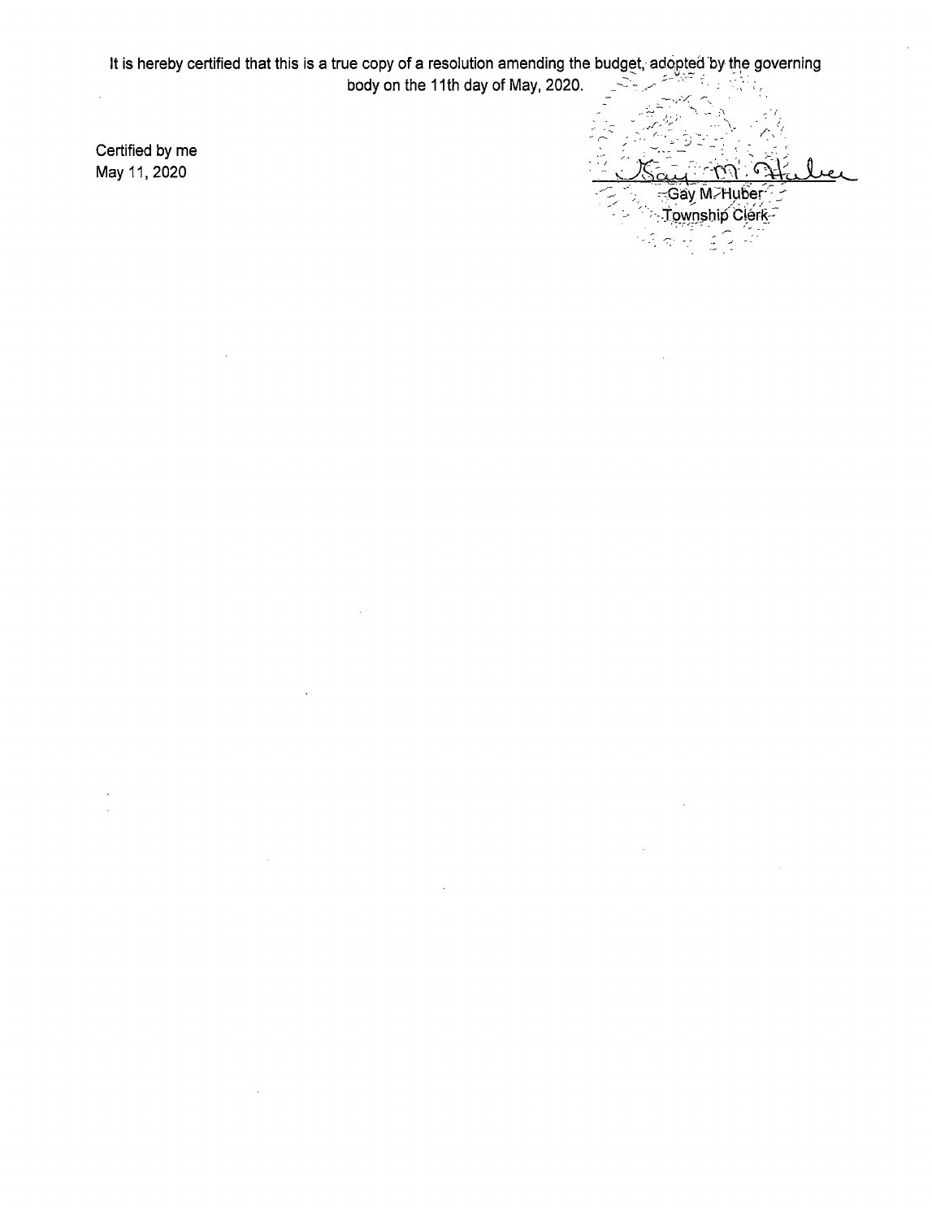It is hereby certified that this is a true copy of a resolution amending the budget, adopted by the governing body on the 11th day of May, 2020.

Certified by me
May 11, 2020

Gay M. Huber
Township Clerk